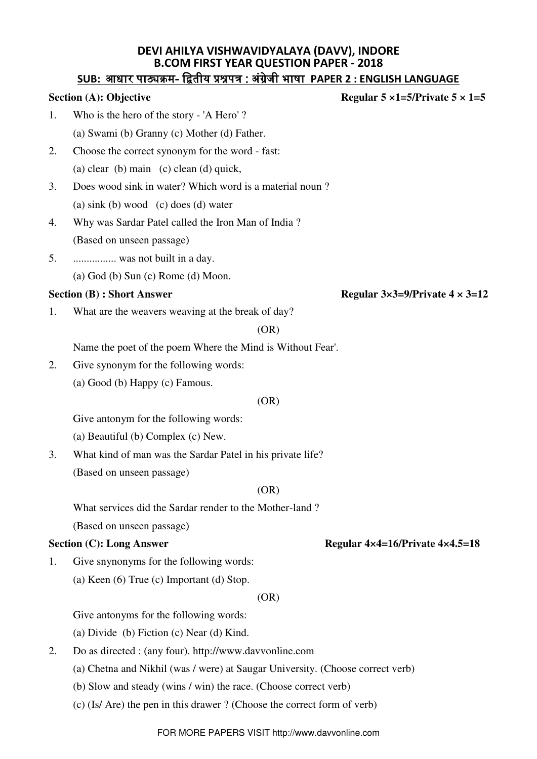# DEVI AHILYA VISHWAVIDYALAYA (DAVV), INDORE
## B.COM FIRST YEAR QUESTION PAPER - 2018
### SUB: आधार पाठ्यक्रम- द्वितीय प्रश्नपत्र : अंग्रेजी भाषा PAPER 2 : ENGLISH LANGUAGE

**Section (A): Objective** **Regular 5 ×1=5/Private 5 × 1=5**

1. Who is the hero of the story - 'A Hero' ?
   (a) Swami (b) Granny (c) Mother (d) Father.
2. Choose the correct synonym for the word - fast:
   (a) clear (b) main (c) clean (d) quick,
3. Does wood sink in water? Which word is a material noun ?
   (a) sink (b) wood (c) does (d) water
4. Why was Sardar Patel called the Iron Man of India ?
   (Based on unseen passage)
5. ................ was not built in a day.
   (a) God (b) Sun (c) Rome (d) Moon.

**Section (B) : Short Answer** **Regular 3×3=9/Private 4 × 3=12**

1. What are the weavers weaving at the break of day?

   (OR)

   Name the poet of the poem Where the Mind is Without Fear'.
2. Give synonym for the following words:
   (a) Good (b) Happy (c) Famous.

   (OR)

   Give antonym for the following words:
   (a) Beautiful (b) Complex (c) New.
3. What kind of man was the Sardar Patel in his private life?
   (Based on unseen passage)

   (OR)

   What services did the Sardar render to the Mother-land ?
   (Based on unseen passage)

**Section (C): Long Answer** **Regular 4×4=16/Private 4×4.5=18**

1. Give snynonyms for the following words:
   (a) Keen (6) True (c) Important (d) Stop.

   (OR)

   Give antonyms for the following words:
   (a) Divide (b) Fiction (c) Near (d) Kind.
2. Do as directed : (any four). http://www.davvonline.com
   (a) Chetna and Nikhil (was / were) at Saugar University. (Choose correct verb)
   (b) Slow and steady (wins / win) the race. (Choose correct verb)
   (c) (Is/ Are) the pen in this drawer ? (Choose the correct form of verb)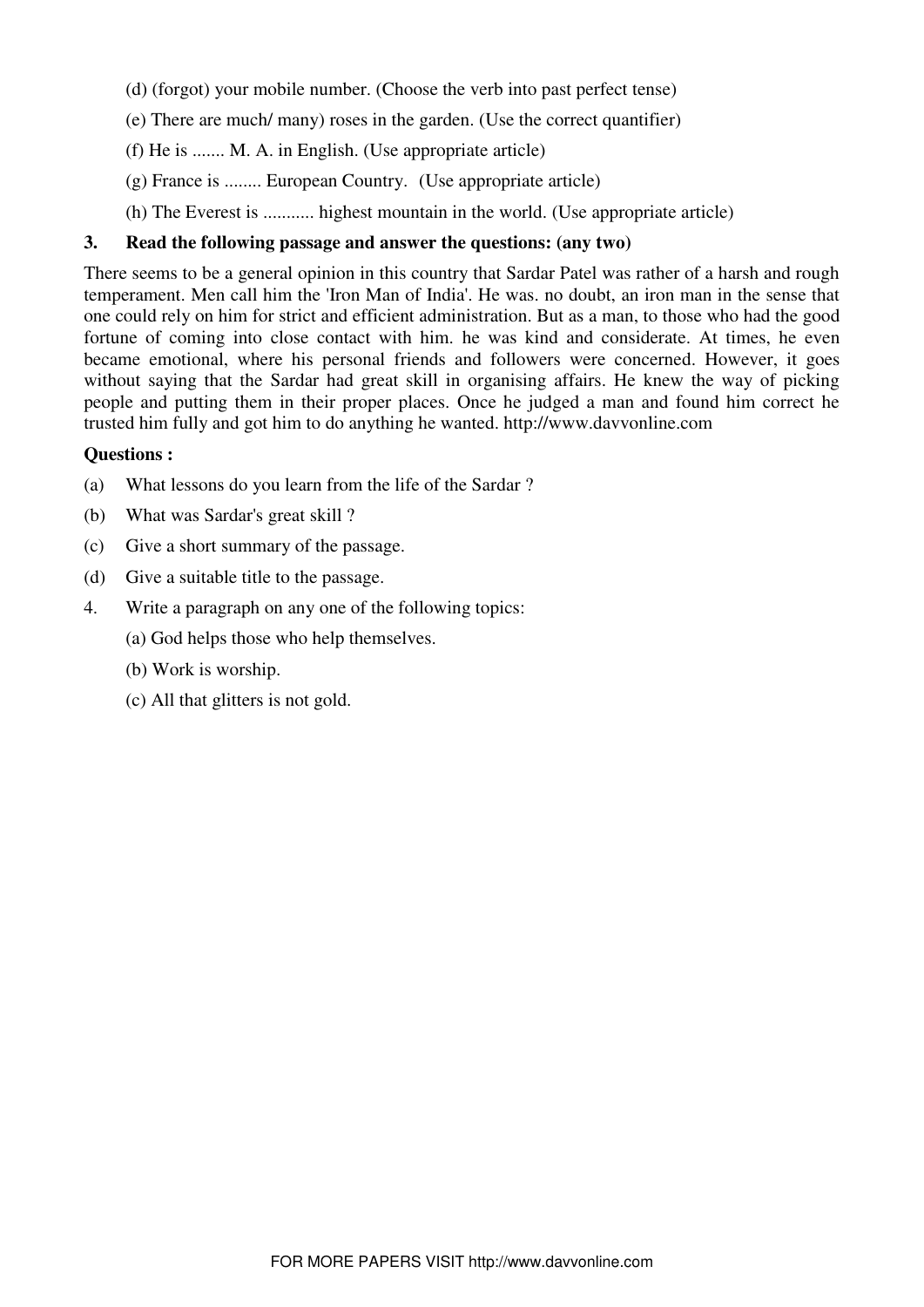(d) (forgot) your mobile number. (Choose the verb into past perfect tense)

(e) There are much/ many) roses in the garden. (Use the correct quantifier)

(f) He is ....... M. A. in English. (Use appropriate article)

(g) France is ........ European Country. (Use appropriate article)

(h) The Everest is ........... highest mountain in the world. (Use appropriate article)

**3. Read the following passage and answer the questions: (any two)**

There seems to be a general opinion in this country that Sardar Patel was rather of a harsh and rough temperament. Men call him the 'Iron Man of India'. He was. no doubt, an iron man in the sense that one could rely on him for strict and efficient administration. But as a man, to those who had the good fortune of coming into close contact with him. he was kind and considerate. At times, he even became emotional, where his personal friends and followers were concerned. However, it goes without saying that the Sardar had great skill in organising affairs. He knew the way of picking people and putting them in their proper places. Once he judged a man and found him correct he trusted him fully and got him to do anything he wanted. http://www.davvonline.com

**Questions :**

(a) What lessons do you learn from the life of the Sardar ?

(b) What was Sardar's great skill ?

(c) Give a short summary of the passage.

(d) Give a suitable title to the passage.

4. Write a paragraph on any one of the following topics:

(a) God helps those who help themselves.

(b) Work is worship.

(c) All that glitters is not gold.